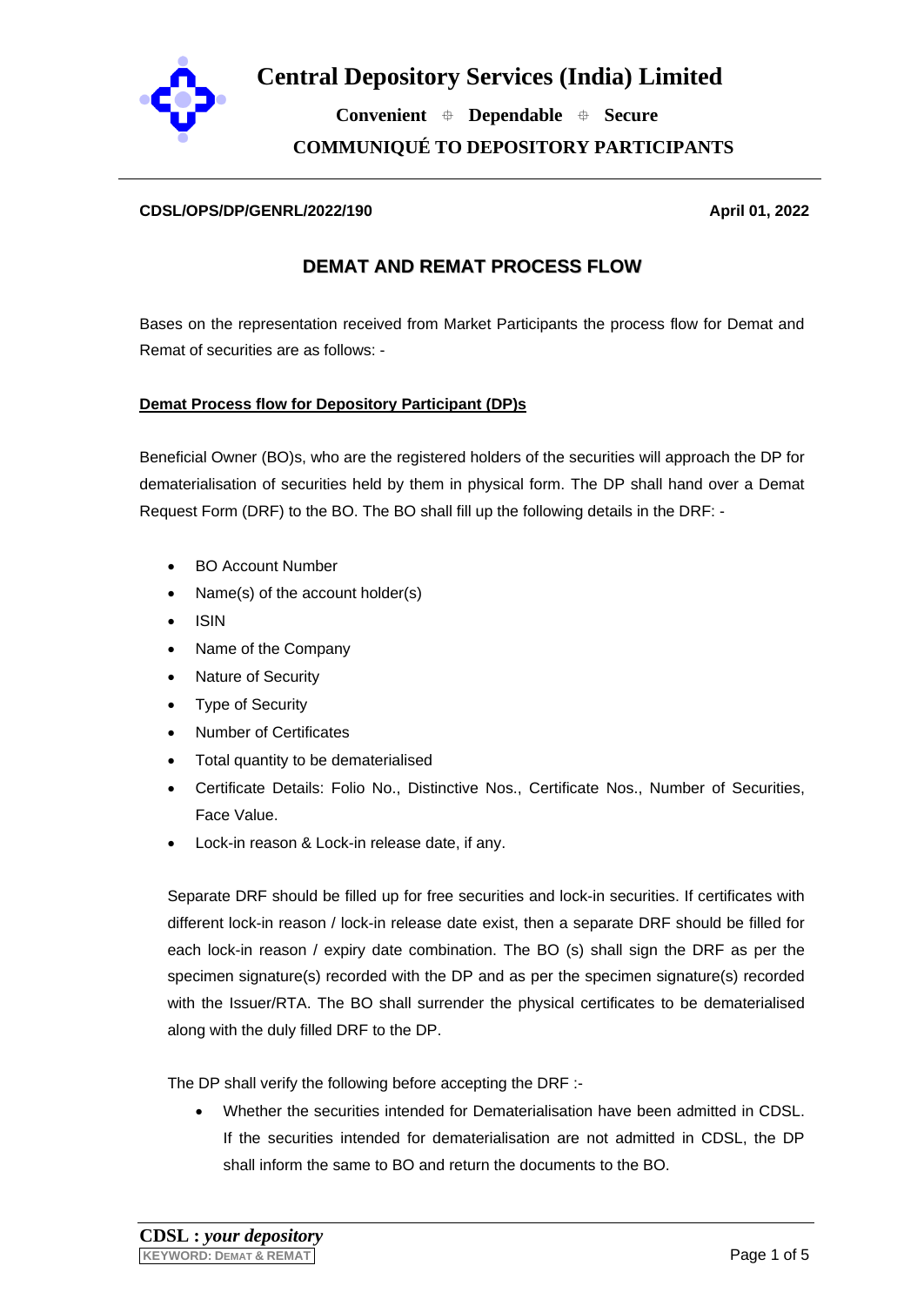# Central Depository Services (India) Limited

**Convenient ⌖ Dependable ⌖ Secure**

**COMMUNIQUÉ TO DEPOSITORY PARTICIPANTS**

---

**CDSL/OPS/DP/GENRL/2022/190** **April 01, 2022**

## DEMAT AND REMAT PROCESS FLOW

Bases on the representation received from Market Participants the process flow for Demat and Remat of securities are as follows: -

**Demat Process flow for Depository Participant (DP)s**

Beneficial Owner (BO)s, who are the registered holders of the securities will approach the DP for dematerialisation of securities held by them in physical form. The DP shall hand over a Demat Request Form (DRF) to the BO. The BO shall fill up the following details in the DRF: -

- BO Account Number
- Name(s) of the account holder(s)
- ISIN
- Name of the Company
- Nature of Security
- Type of Security
- Number of Certificates
- Total quantity to be dematerialised
- Certificate Details: Folio No., Distinctive Nos., Certificate Nos., Number of Securities, Face Value.
- Lock-in reason & Lock-in release date, if any.

Separate DRF should be filled up for free securities and lock-in securities. If certificates with different lock-in reason / lock-in release date exist, then a separate DRF should be filled for each lock-in reason / expiry date combination. The BO (s) shall sign the DRF as per the specimen signature(s) recorded with the DP and as per the specimen signature(s) recorded with the Issuer/RTA. The BO shall surrender the physical certificates to be dematerialised along with the duly filled DRF to the DP.

The DP shall verify the following before accepting the DRF :-

- Whether the securities intended for Dematerialisation have been admitted in CDSL. If the securities intended for dematerialisation are not admitted in CDSL, the DP shall inform the same to BO and return the documents to the BO.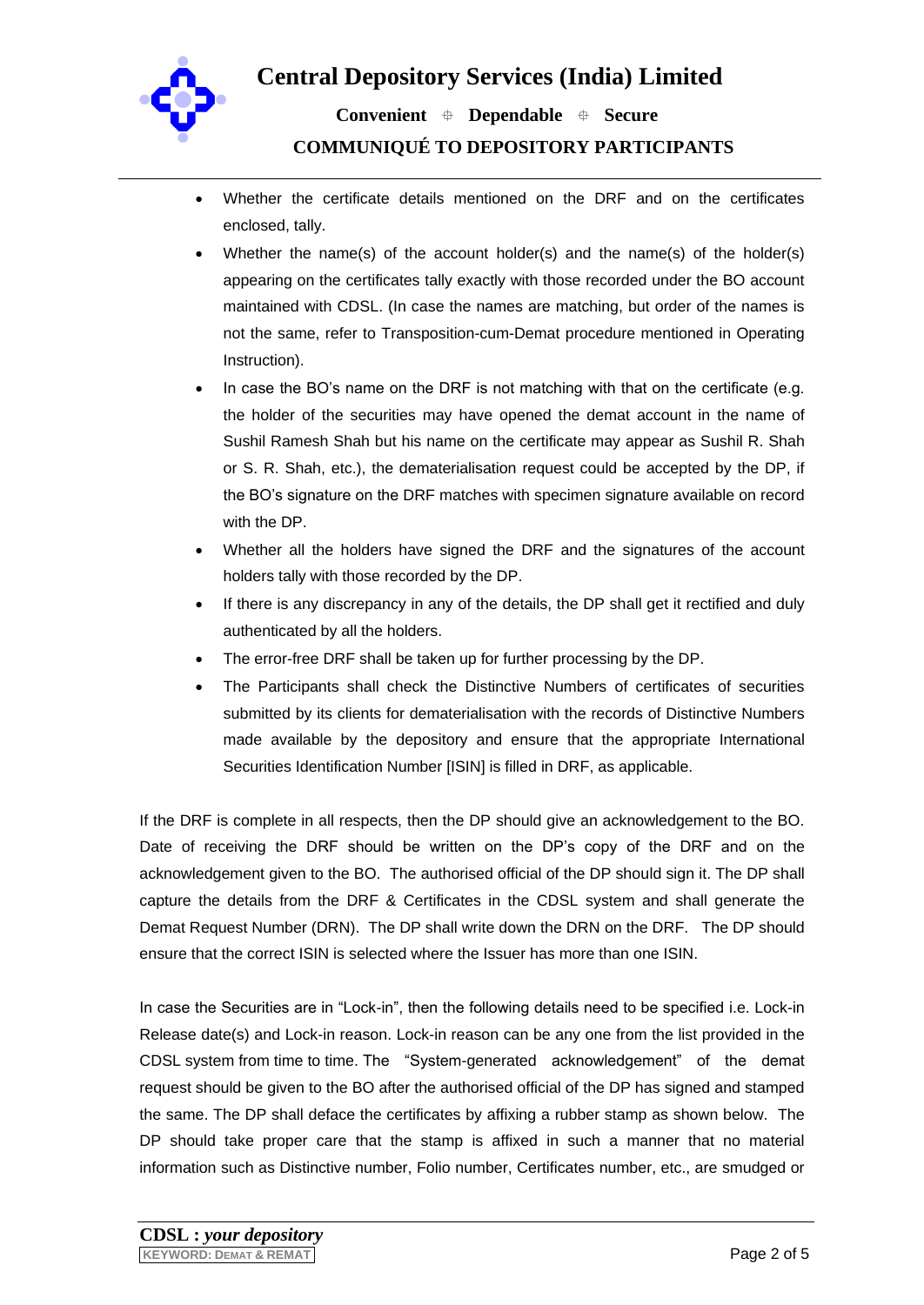- Whether the certificate details mentioned on the DRF and on the certificates enclosed, tally.
- Whether the name(s) of the account holder(s) and the name(s) of the holder(s) appearing on the certificates tally exactly with those recorded under the BO account maintained with CDSL. (In case the names are matching, but order of the names is not the same, refer to Transposition-cum-Demat procedure mentioned in Operating Instruction).
- In case the BO's name on the DRF is not matching with that on the certificate (e.g. the holder of the securities may have opened the demat account in the name of Sushil Ramesh Shah but his name on the certificate may appear as Sushil R. Shah or S. R. Shah, etc.), the dematerialisation request could be accepted by the DP, if the BO's signature on the DRF matches with specimen signature available on record with the DP.
- Whether all the holders have signed the DRF and the signatures of the account holders tally with those recorded by the DP.
- If there is any discrepancy in any of the details, the DP shall get it rectified and duly authenticated by all the holders.
- The error-free DRF shall be taken up for further processing by the DP.
- The Participants shall check the Distinctive Numbers of certificates of securities submitted by its clients for dematerialisation with the records of Distinctive Numbers made available by the depository and ensure that the appropriate International Securities Identification Number [ISIN] is filled in DRF, as applicable.

If the DRF is complete in all respects, then the DP should give an acknowledgement to the BO. Date of receiving the DRF should be written on the DP's copy of the DRF and on the acknowledgement given to the BO. The authorised official of the DP should sign it. The DP shall capture the details from the DRF & Certificates in the CDSL system and shall generate the Demat Request Number (DRN). The DP shall write down the DRN on the DRF. The DP should ensure that the correct ISIN is selected where the Issuer has more than one ISIN.

In case the Securities are in "Lock-in", then the following details need to be specified i.e. Lock-in Release date(s) and Lock-in reason. Lock-in reason can be any one from the list provided in the CDSL system from time to time. The "System-generated acknowledgement" of the demat request should be given to the BO after the authorised official of the DP has signed and stamped the same. The DP shall deface the certificates by affixing a rubber stamp as shown below. The DP should take proper care that the stamp is affixed in such a manner that no material information such as Distinctive number, Folio number, Certificates number, etc., are smudged or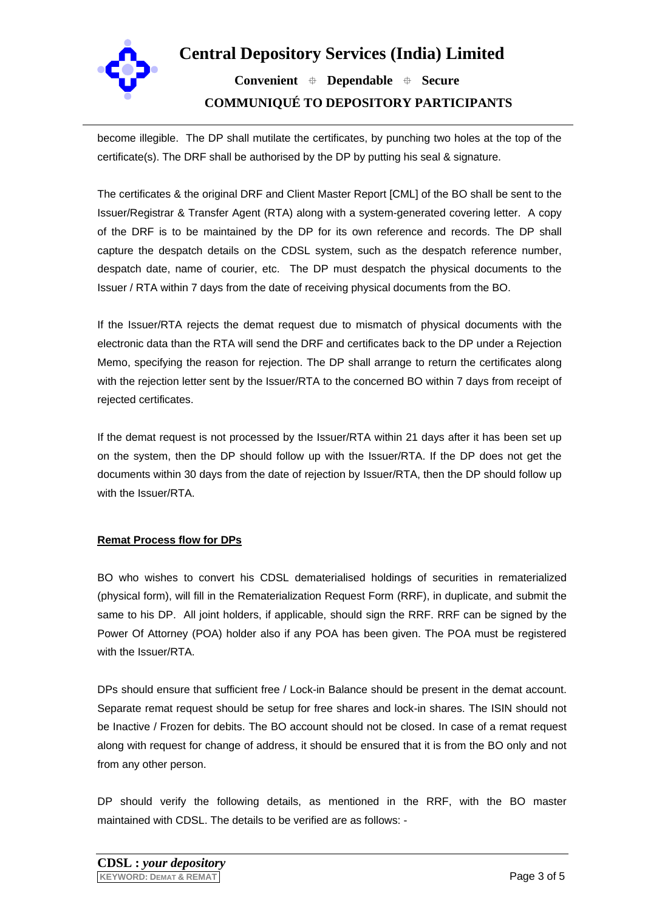become illegible. The DP shall mutilate the certificates, by punching two holes at the top of the certificate(s). The DRF shall be authorised by the DP by putting his seal & signature.

The certificates & the original DRF and Client Master Report [CML] of the BO shall be sent to the Issuer/Registrar & Transfer Agent (RTA) along with a system-generated covering letter. A copy of the DRF is to be maintained by the DP for its own reference and records. The DP shall capture the despatch details on the CDSL system, such as the despatch reference number, despatch date, name of courier, etc. The DP must despatch the physical documents to the Issuer / RTA within 7 days from the date of receiving physical documents from the BO.

If the Issuer/RTA rejects the demat request due to mismatch of physical documents with the electronic data than the RTA will send the DRF and certificates back to the DP under a Rejection Memo, specifying the reason for rejection. The DP shall arrange to return the certificates along with the rejection letter sent by the Issuer/RTA to the concerned BO within 7 days from receipt of rejected certificates.

If the demat request is not processed by the Issuer/RTA within 21 days after it has been set up on the system, then the DP should follow up with the Issuer/RTA. If the DP does not get the documents within 30 days from the date of rejection by Issuer/RTA, then the DP should follow up with the Issuer/RTA.

## Remat Process flow for DPs

BO who wishes to convert his CDSL dematerialised holdings of securities in rematerialized (physical form), will fill in the Rematerialization Request Form (RRF), in duplicate, and submit the same to his DP. All joint holders, if applicable, should sign the RRF. RRF can be signed by the Power Of Attorney (POA) holder also if any POA has been given. The POA must be registered with the Issuer/RTA.

DPs should ensure that sufficient free / Lock-in Balance should be present in the demat account. Separate remat request should be setup for free shares and lock-in shares. The ISIN should not be Inactive / Frozen for debits. The BO account should not be closed. In case of a remat request along with request for change of address, it should be ensured that it is from the BO only and not from any other person.

DP should verify the following details, as mentioned in the RRF, with the BO master maintained with CDSL. The details to be verified are as follows: -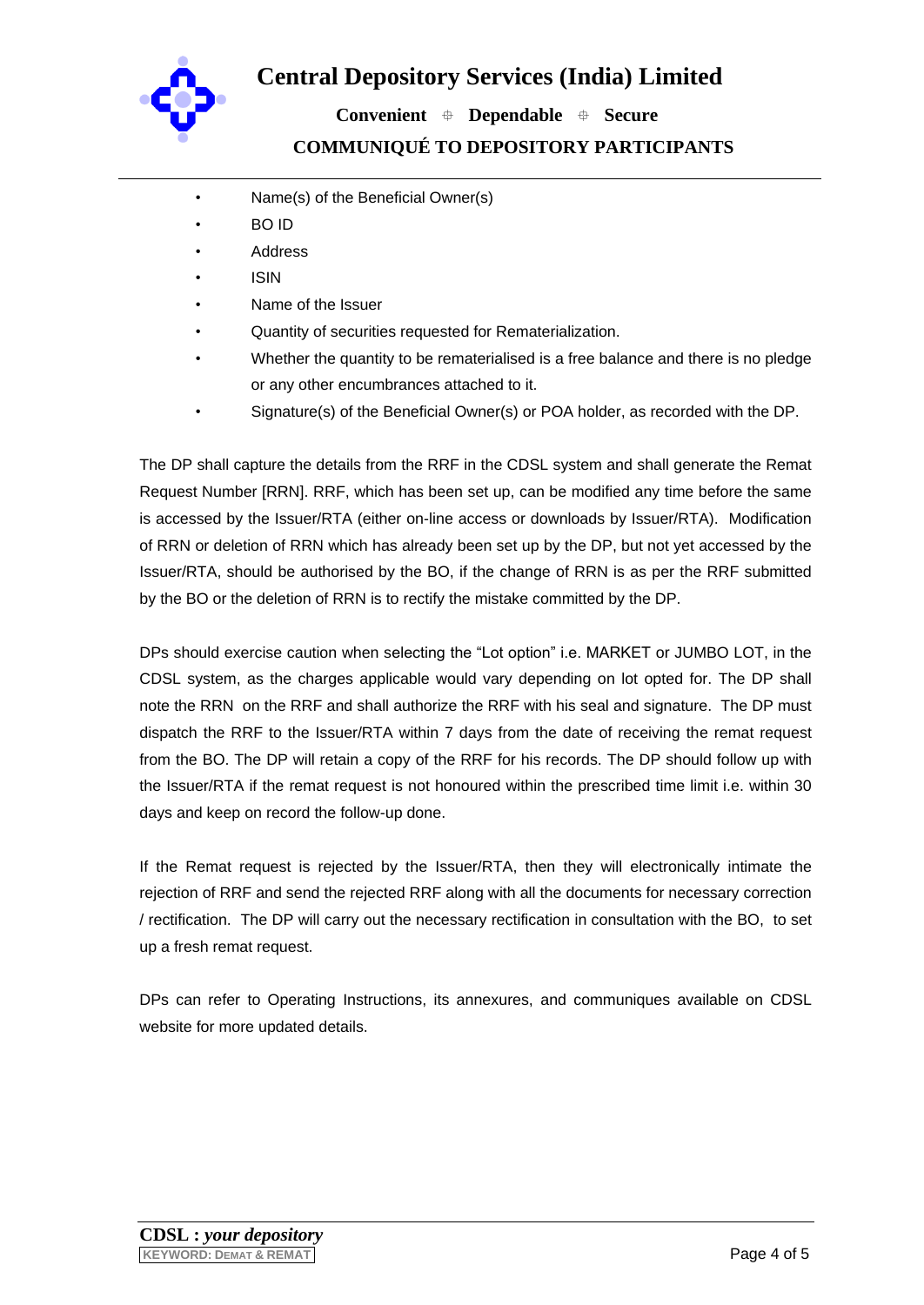- Name(s) of the Beneficial Owner(s)
- BO ID
- Address
- ISIN
- Name of the Issuer
- Quantity of securities requested for Rematerialization.
- Whether the quantity to be rematerialised is a free balance and there is no pledge or any other encumbrances attached to it.
- Signature(s) of the Beneficial Owner(s) or POA holder, as recorded with the DP.

The DP shall capture the details from the RRF in the CDSL system and shall generate the Remat Request Number [RRN]. RRF, which has been set up, can be modified any time before the same is accessed by the Issuer/RTA (either on-line access or downloads by Issuer/RTA). Modification of RRN or deletion of RRN which has already been set up by the DP, but not yet accessed by the Issuer/RTA, should be authorised by the BO, if the change of RRN is as per the RRF submitted by the BO or the deletion of RRN is to rectify the mistake committed by the DP.

DPs should exercise caution when selecting the “Lot option” i.e. MARKET or JUMBO LOT, in the CDSL system, as the charges applicable would vary depending on lot opted for. The DP shall note the RRN on the RRF and shall authorize the RRF with his seal and signature. The DP must dispatch the RRF to the Issuer/RTA within 7 days from the date of receiving the remat request from the BO. The DP will retain a copy of the RRF for his records. The DP should follow up with the Issuer/RTA if the remat request is not honoured within the prescribed time limit i.e. within 30 days and keep on record the follow-up done.

If the Remat request is rejected by the Issuer/RTA, then they will electronically intimate the rejection of RRF and send the rejected RRF along with all the documents for necessary correction / rectification. The DP will carry out the necessary rectification in consultation with the BO, to set up a fresh remat request.

DPs can refer to Operating Instructions, its annexures, and communiques available on CDSL website for more updated details.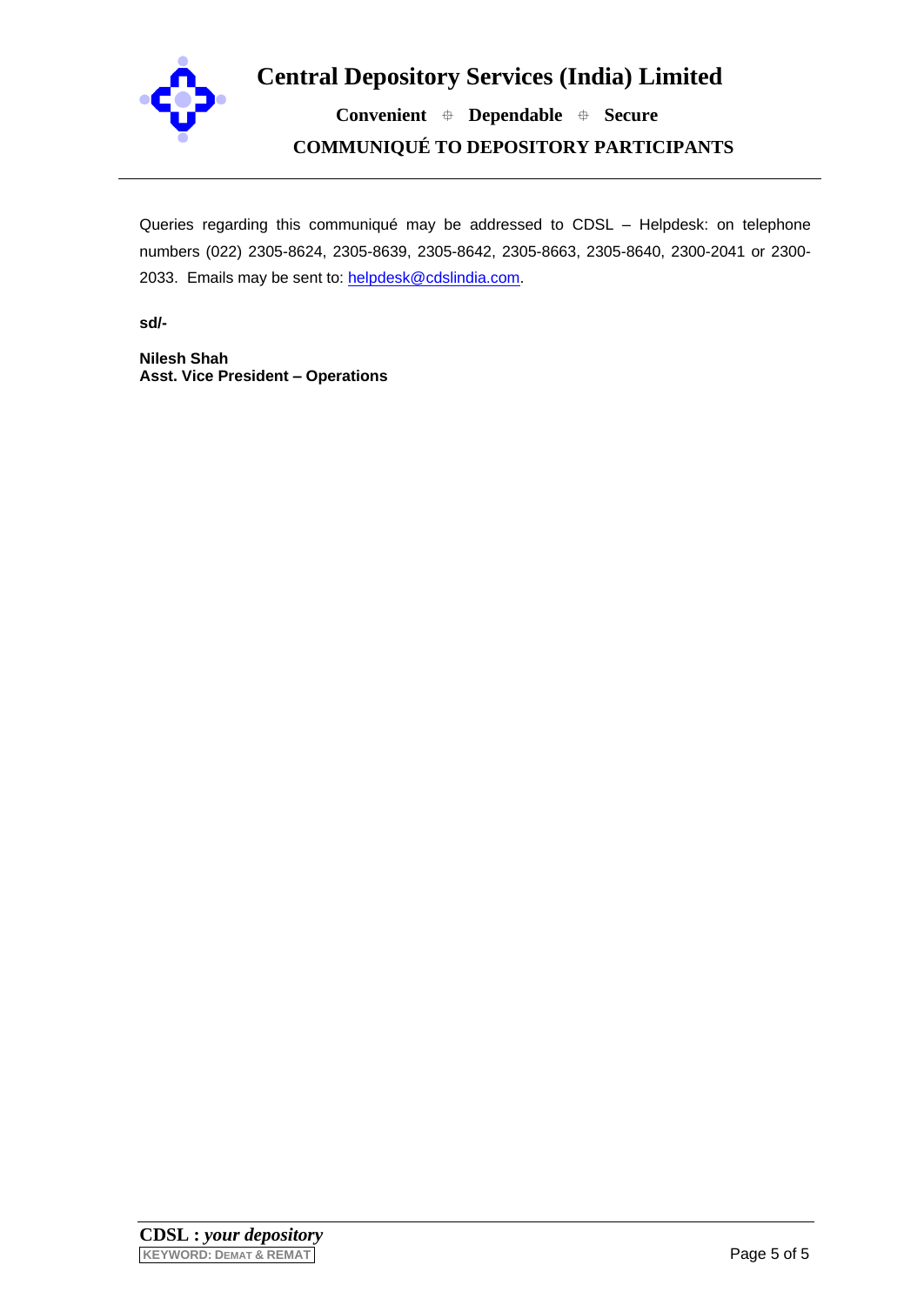Queries regarding this communiqué may be addressed to CDSL – Helpdesk: on telephone numbers (022) 2305-8624, 2305-8639, 2305-8642, 2305-8663, 2305-8640, 2300-2041 or 2300-2033. Emails may be sent to: helpdesk@cdslindia.com.

**sd/-**

**Nilesh Shah**
**Asst. Vice President – Operations**